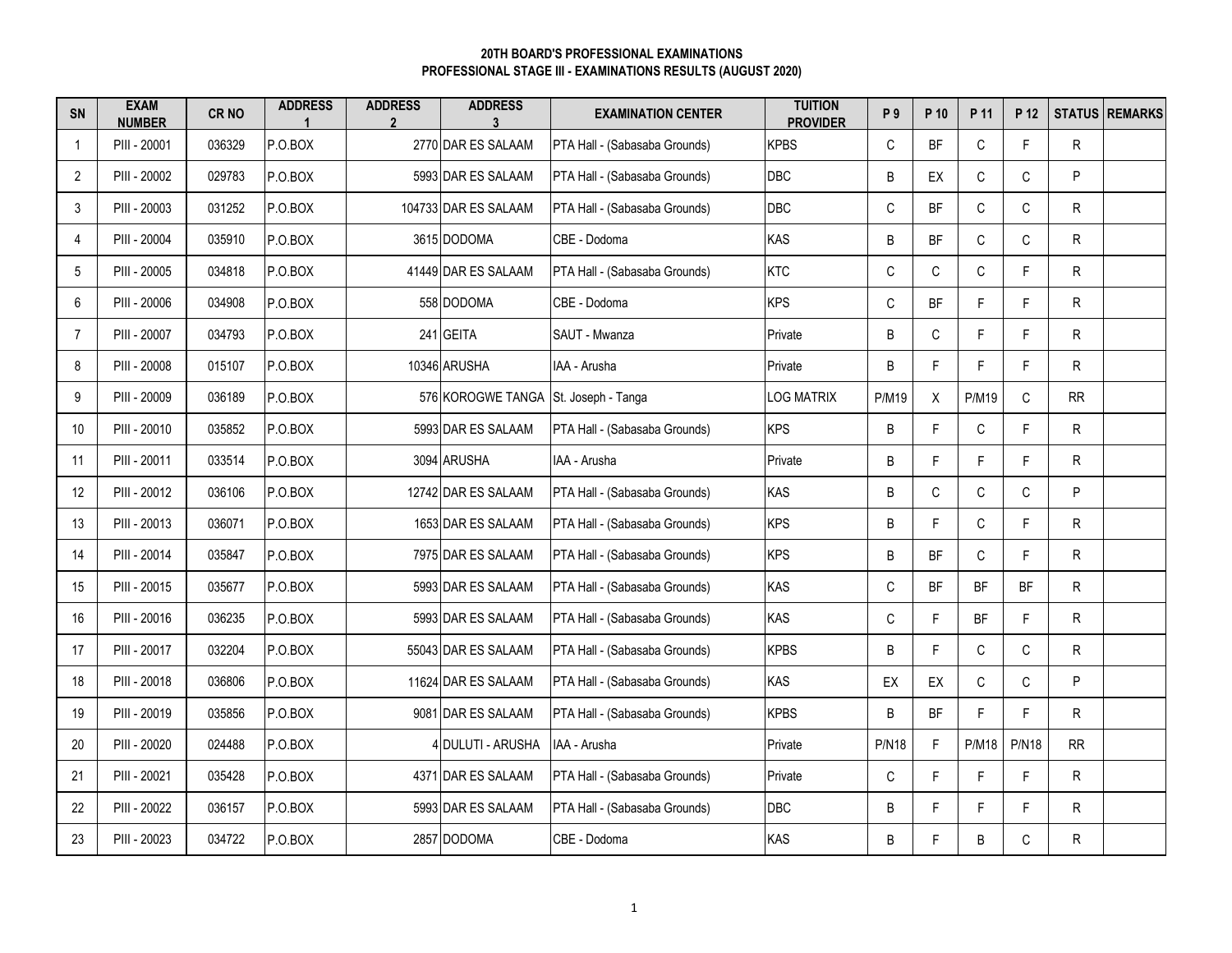**20TH BOARD'S PROFESSIONAL EXAMINATIONS**
**PROFESSIONAL STAGE III - EXAMINATIONS RESULTS (AUGUST 2020)**

| SN | EXAM NUMBER | CR NO | ADDRESS 1 | ADDRESS 2 | ADDRESS 3 | EXAMINATION CENTER | TUITION PROVIDER | P 9 | P 10 | P 11 | P 12 | STATUS | REMARKS |
|---|---|---|---|---|---|---|---|---|---|---|---|---|---|
| 1 | PIII - 20001 | 036329 | P.O.BOX | 2770 | DAR ES SALAAM | PTA Hall - (Sabasaba Grounds) | KPBS | C | BF | C | F | R | |
| 2 | PIII - 20002 | 029783 | P.O.BOX | 5993 | DAR ES SALAAM | PTA Hall - (Sabasaba Grounds) | DBC | B | EX | C | C | P | |
| 3 | PIII - 20003 | 031252 | P.O.BOX | 104733 | DAR ES SALAAM | PTA Hall - (Sabasaba Grounds) | DBC | C | BF | C | C | R | |
| 4 | PIII - 20004 | 035910 | P.O.BOX | 3615 | DODOMA | CBE - Dodoma | KAS | B | BF | C | C | R | |
| 5 | PIII - 20005 | 034818 | P.O.BOX | 41449 | DAR ES SALAAM | PTA Hall - (Sabasaba Grounds) | KTC | C | C | C | F | R | |
| 6 | PIII - 20006 | 034908 | P.O.BOX | 558 | DODOMA | CBE - Dodoma | KPS | C | BF | F | F | R | |
| 7 | PIII - 20007 | 034793 | P.O.BOX | 241 | GEITA | SAUT - Mwanza | Private | B | C | F | F | R | |
| 8 | PIII - 20008 | 015107 | P.O.BOX | 10346 | ARUSHA | IAA - Arusha | Private | B | F | F | F | R | |
| 9 | PIII - 20009 | 036189 | P.O.BOX | 576 | KOROGWE TANGA | St. Joseph - Tanga | LOG MATRIX | P/M19 | X | P/M19 | C | RR | |
| 10 | PIII - 20010 | 035852 | P.O.BOX | 5993 | DAR ES SALAAM | PTA Hall - (Sabasaba Grounds) | KPS | B | F | C | F | R | |
| 11 | PIII - 20011 | 033514 | P.O.BOX | 3094 | ARUSHA | IAA - Arusha | Private | B | F | F | F | R | |
| 12 | PIII - 20012 | 036106 | P.O.BOX | 12742 | DAR ES SALAAM | PTA Hall - (Sabasaba Grounds) | KAS | B | C | C | C | P | |
| 13 | PIII - 20013 | 036071 | P.O.BOX | 1653 | DAR ES SALAAM | PTA Hall - (Sabasaba Grounds) | KPS | B | F | C | F | R | |
| 14 | PIII - 20014 | 035847 | P.O.BOX | 7975 | DAR ES SALAAM | PTA Hall - (Sabasaba Grounds) | KPS | B | BF | C | F | R | |
| 15 | PIII - 20015 | 035677 | P.O.BOX | 5993 | DAR ES SALAAM | PTA Hall - (Sabasaba Grounds) | KAS | C | BF | BF | BF | R | |
| 16 | PIII - 20016 | 036235 | P.O.BOX | 5993 | DAR ES SALAAM | PTA Hall - (Sabasaba Grounds) | KAS | C | F | BF | F | R | |
| 17 | PIII - 20017 | 032204 | P.O.BOX | 55043 | DAR ES SALAAM | PTA Hall - (Sabasaba Grounds) | KPBS | B | F | C | C | R | |
| 18 | PIII - 20018 | 036806 | P.O.BOX | 11624 | DAR ES SALAAM | PTA Hall - (Sabasaba Grounds) | KAS | EX | EX | C | C | P | |
| 19 | PIII - 20019 | 035856 | P.O.BOX | 9081 | DAR ES SALAAM | PTA Hall - (Sabasaba Grounds) | KPBS | B | BF | F | F | R | |
| 20 | PIII - 20020 | 024488 | P.O.BOX | 4 | DULUTI - ARUSHA | IAA - Arusha | Private | P/N18 | F | P/M18 | P/N18 | RR | |
| 21 | PIII - 20021 | 035428 | P.O.BOX | 4371 | DAR ES SALAAM | PTA Hall - (Sabasaba Grounds) | Private | C | F | F | F | R | |
| 22 | PIII - 20022 | 036157 | P.O.BOX | 5993 | DAR ES SALAAM | PTA Hall - (Sabasaba Grounds) | DBC | B | F | F | F | R | |
| 23 | PIII - 20023 | 034722 | P.O.BOX | 2857 | DODOMA | CBE - Dodoma | KAS | B | F | B | C | R | |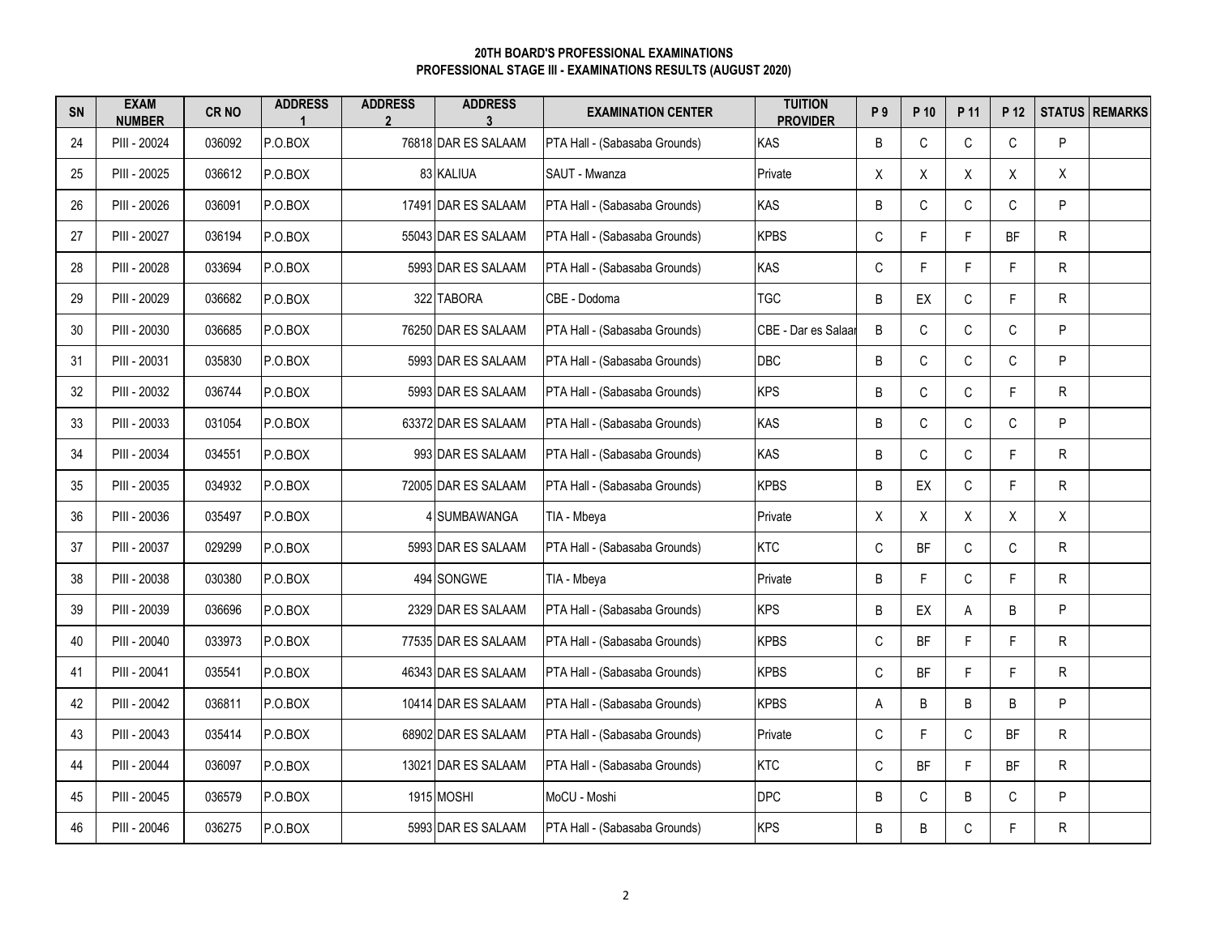**20TH BOARD'S PROFESSIONAL EXAMINATIONS**
**PROFESSIONAL STAGE III - EXAMINATIONS RESULTS (AUGUST 2020)**

| SN | EXAM NUMBER | CR NO | ADDRESS 1 | ADDRESS 2 | ADDRESS 3 | EXAMINATION CENTER | TUITION PROVIDER | P 9 | P 10 | P 11 | P 12 | STATUS | REMARKS |
|---|---|---|---|---|---|---|---|---|---|---|---|---|---|
| 24 | PIII - 20024 | 036092 | P.O.BOX | 76818 | DAR ES SALAAM | PTA Hall - (Sabasaba Grounds) | KAS | B | C | C | C | P | |
| 25 | PIII - 20025 | 036612 | P.O.BOX | 83 | KALIUA | SAUT - Mwanza | Private | X | X | X | X | X | |
| 26 | PIII - 20026 | 036091 | P.O.BOX | 17491 | DAR ES SALAAM | PTA Hall - (Sabasaba Grounds) | KAS | B | C | C | C | P | |
| 27 | PIII - 20027 | 036194 | P.O.BOX | 55043 | DAR ES SALAAM | PTA Hall - (Sabasaba Grounds) | KPBS | C | F | F | BF | R | |
| 28 | PIII - 20028 | 033694 | P.O.BOX | 5993 | DAR ES SALAAM | PTA Hall - (Sabasaba Grounds) | KAS | C | F | F | F | R | |
| 29 | PIII - 20029 | 036682 | P.O.BOX | 322 | TABORA | CBE - Dodoma | TGC | B | EX | C | F | R | |
| 30 | PIII - 20030 | 036685 | P.O.BOX | 76250 | DAR ES SALAAM | PTA Hall - (Sabasaba Grounds) | CBE - Dar es Salaam | B | C | C | C | P | |
| 31 | PIII - 20031 | 035830 | P.O.BOX | 5993 | DAR ES SALAAM | PTA Hall - (Sabasaba Grounds) | DBC | B | C | C | C | P | |
| 32 | PIII - 20032 | 036744 | P.O.BOX | 5993 | DAR ES SALAAM | PTA Hall - (Sabasaba Grounds) | KPS | B | C | C | F | R | |
| 33 | PIII - 20033 | 031054 | P.O.BOX | 63372 | DAR ES SALAAM | PTA Hall - (Sabasaba Grounds) | KAS | B | C | C | C | P | |
| 34 | PIII - 20034 | 034551 | P.O.BOX | 993 | DAR ES SALAAM | PTA Hall - (Sabasaba Grounds) | KAS | B | C | C | F | R | |
| 35 | PIII - 20035 | 034932 | P.O.BOX | 72005 | DAR ES SALAAM | PTA Hall - (Sabasaba Grounds) | KPBS | B | EX | C | F | R | |
| 36 | PIII - 20036 | 035497 | P.O.BOX | 4 | SUMBAWANGA | TIA - Mbeya | Private | X | X | X | X | X | |
| 37 | PIII - 20037 | 029299 | P.O.BOX | 5993 | DAR ES SALAAM | PTA Hall - (Sabasaba Grounds) | KTC | C | BF | C | C | R | |
| 38 | PIII - 20038 | 030380 | P.O.BOX | 494 | SONGWE | TIA - Mbeya | Private | B | F | C | F | R | |
| 39 | PIII - 20039 | 036696 | P.O.BOX | 2329 | DAR ES SALAAM | PTA Hall - (Sabasaba Grounds) | KPS | B | EX | A | B | P | |
| 40 | PIII - 20040 | 033973 | P.O.BOX | 77535 | DAR ES SALAAM | PTA Hall - (Sabasaba Grounds) | KPBS | C | BF | F | F | R | |
| 41 | PIII - 20041 | 035541 | P.O.BOX | 46343 | DAR ES SALAAM | PTA Hall - (Sabasaba Grounds) | KPBS | C | BF | F | F | R | |
| 42 | PIII - 20042 | 036811 | P.O.BOX | 10414 | DAR ES SALAAM | PTA Hall - (Sabasaba Grounds) | KPBS | A | B | B | B | P | |
| 43 | PIII - 20043 | 035414 | P.O.BOX | 68902 | DAR ES SALAAM | PTA Hall - (Sabasaba Grounds) | Private | C | F | C | BF | R | |
| 44 | PIII - 20044 | 036097 | P.O.BOX | 13021 | DAR ES SALAAM | PTA Hall - (Sabasaba Grounds) | KTC | C | BF | F | BF | R | |
| 45 | PIII - 20045 | 036579 | P.O.BOX | 1915 | MOSHI | MoCU - Moshi | DPC | B | C | B | C | P | |
| 46 | PIII - 20046 | 036275 | P.O.BOX | 5993 | DAR ES SALAAM | PTA Hall - (Sabasaba Grounds) | KPS | B | B | C | F | R | |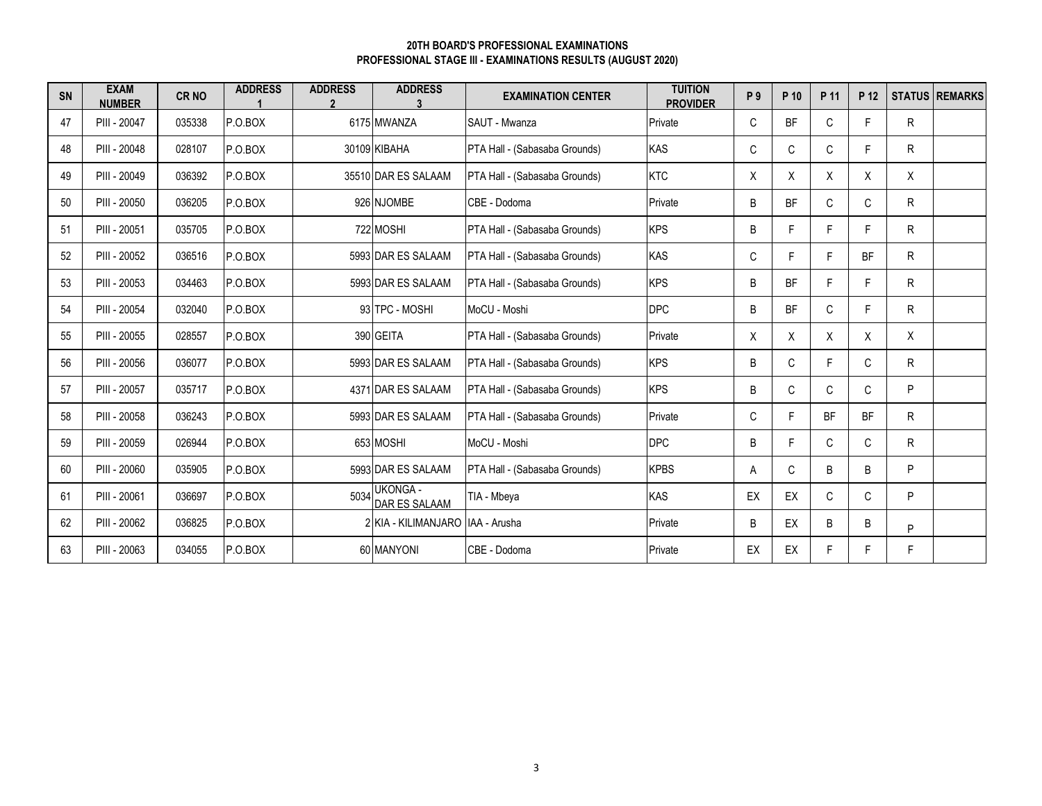**20TH BOARD'S PROFESSIONAL EXAMINATIONS**
**PROFESSIONAL STAGE III - EXAMINATIONS RESULTS (AUGUST 2020)**

| SN | EXAM NUMBER | CR NO | ADDRESS 1 | ADDRESS 2 | ADDRESS 3 | EXAMINATION CENTER | TUITION PROVIDER | P 9 | P 10 | P 11 | P 12 | STATUS | REMARKS |
|---|---|---|---|---|---|---|---|---|---|---|---|---|---|
| 47 | PIII - 20047 | 035338 | P.O.BOX | 6175 | MWANZA | SAUT - Mwanza | Private | C | BF | C | F | R | |
| 48 | PIII - 20048 | 028107 | P.O.BOX | 30109 | KIBAHA | PTA Hall - (Sabasaba Grounds) | KAS | C | C | C | F | R | |
| 49 | PIII - 20049 | 036392 | P.O.BOX | 35510 | DAR ES SALAAM | PTA Hall - (Sabasaba Grounds) | KTC | X | X | X | X | X | |
| 50 | PIII - 20050 | 036205 | P.O.BOX | 926 | NJOMBE | CBE - Dodoma | Private | B | BF | C | C | R | |
| 51 | PIII - 20051 | 035705 | P.O.BOX | 722 | MOSHI | PTA Hall - (Sabasaba Grounds) | KPS | B | F | F | F | R | |
| 52 | PIII - 20052 | 036516 | P.O.BOX | 5993 | DAR ES SALAAM | PTA Hall - (Sabasaba Grounds) | KAS | C | F | F | BF | R | |
| 53 | PIII - 20053 | 034463 | P.O.BOX | 5993 | DAR ES SALAAM | PTA Hall - (Sabasaba Grounds) | KPS | B | BF | F | F | R | |
| 54 | PIII - 20054 | 032040 | P.O.BOX | 93 | TPC - MOSHI | MoCU - Moshi | DPC | B | BF | C | F | R | |
| 55 | PIII - 20055 | 028557 | P.O.BOX | 390 | GEITA | PTA Hall - (Sabasaba Grounds) | Private | X | X | X | X | X | |
| 56 | PIII - 20056 | 036077 | P.O.BOX | 5993 | DAR ES SALAAM | PTA Hall - (Sabasaba Grounds) | KPS | B | C | F | C | R | |
| 57 | PIII - 20057 | 035717 | P.O.BOX | 4371 | DAR ES SALAAM | PTA Hall - (Sabasaba Grounds) | KPS | B | C | C | C | P | |
| 58 | PIII - 20058 | 036243 | P.O.BOX | 5993 | DAR ES SALAAM | PTA Hall - (Sabasaba Grounds) | Private | C | F | BF | BF | R | |
| 59 | PIII - 20059 | 026944 | P.O.BOX | 653 | MOSHI | MoCU - Moshi | DPC | B | F | C | C | R | |
| 60 | PIII - 20060 | 035905 | P.O.BOX | 5993 | DAR ES SALAAM | PTA Hall - (Sabasaba Grounds) | KPBS | A | C | B | B | P | |
| 61 | PIII - 20061 | 036697 | P.O.BOX | 5034 | UKONGA - DAR ES SALAAM | TIA - Mbeya | KAS | EX | EX | C | C | P | |
| 62 | PIII - 20062 | 036825 | P.O.BOX | 2 | KIA - KILIMANJARO | IAA - Arusha | Private | B | EX | B | B | P | |
| 63 | PIII - 20063 | 034055 | P.O.BOX | 60 | MANYONI | CBE - Dodoma | Private | EX | EX | F | F | F | |